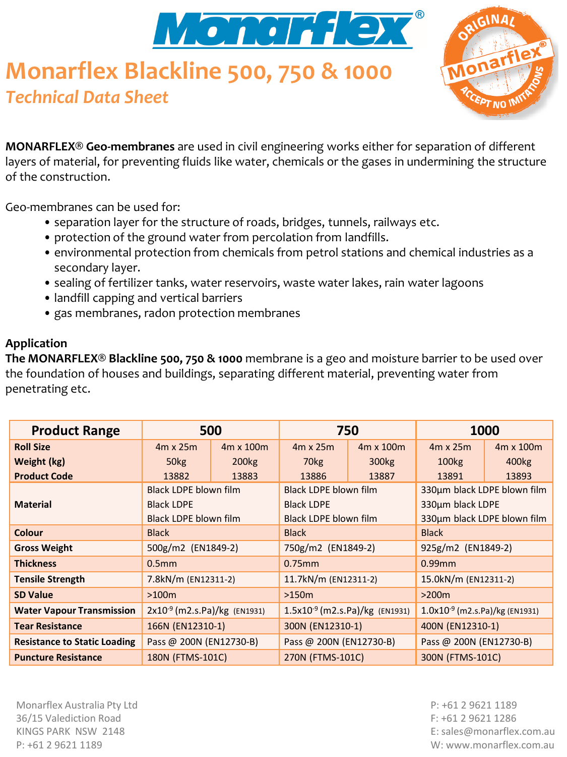# Monarflex Blackline 500, 750 & 1000

## *Technical Data Sheet*

**MONARFLEX® Geo-membranes** are used in civil engineering works either for separation of different layers of material, for preventing fluids like water, chemicals or the gases in undermining the structure of the construction.

Geo-membranes can be used for:

- separation layer for the structure of roads, bridges, tunnels, railways etc.
- protection of the ground water from percolation from landfills.
- environmental protection from chemicals from petrol stations and chemical industries as a secondary layer.
- sealing of fertilizer tanks, water reservoirs, waste water lakes, rain water lagoons
- landfill capping and vertical barriers
- gas membranes, radon protection membranes

**Application**

**The MONARFLEX® Blackline 500, 750 & 1000** membrane is a geo and moisture barrier to be used over the foundation of houses and buildings, separating different material, preventing water from penetrating etc.

| Product Range | 500 | | 750 | | 1000 | |
|---|---|---|---|---|---|---|
| **Roll Size** | 4m x 25m | 4m x 100m | 4m x 25m | 4m x 100m | 4m x 25m | 4m x 100m |
| **Weight (kg)** | 50kg | 200kg | 70kg | 300kg | 100kg | 400kg |
| **Product Code** | 13882 | 13883 | 13886 | 13887 | 13891 | 13893 |
| **Material** | Black LDPE blown film<br>Black LDPE<br>Black LDPE blown film | | Black LDPE blown film<br>Black LDPE<br>Black LDPE blown film | | 330µm black LDPE blown film<br>330µm black LDPE<br>330µm black LDPE blown film | |
| **Colour** | Black | | Black | | Black | |
| **Gross Weight** | 500g/m2 (EN1849-2) | | 750g/m2 (EN1849-2) | | 925g/m2 (EN1849-2) | |
| **Thickness** | 0.5mm | | 0.75mm | | 0.99mm | |
| **Tensile Strength** | 7.8kN/m (EN12311-2) | | 11.7kN/m (EN12311-2) | | 15.0kN/m (EN12311-2) | |
| **SD Value** | >100m | | >150m | | >200m | |
| **Water Vapour Transmission** | $2x10^{-9}$ (m2.s.Pa)/kg (EN1931) | | $1.5x10^{-9}$ (m2.s.Pa)/kg (EN1931) | | $1.0x10^{-9}$ (m2.s.Pa)/kg (EN1931) | |
| **Tear Resistance** | 166N (EN12310-1) | | 300N (EN12310-1) | | 400N (EN12310-1) | |
| **Resistance to Static Loading** | Pass @ 200N (EN12730-B) | | Pass @ 200N (EN12730-B) | | Pass @ 200N (EN12730-B) | |
| **Puncture Resistance** | 180N (FTMS-101C) | | 270N (FTMS-101C) | | 300N (FTMS-101C) | |

Monarflex Australia Pty Ltd
36/15 Valediction Road
KINGS PARK NSW 2148
P: +61 2 9621 1189

P: +61 2 9621 1189
F: +61 2 9621 1286
E: sales@monarflex.com.au
W: www.monarflex.com.au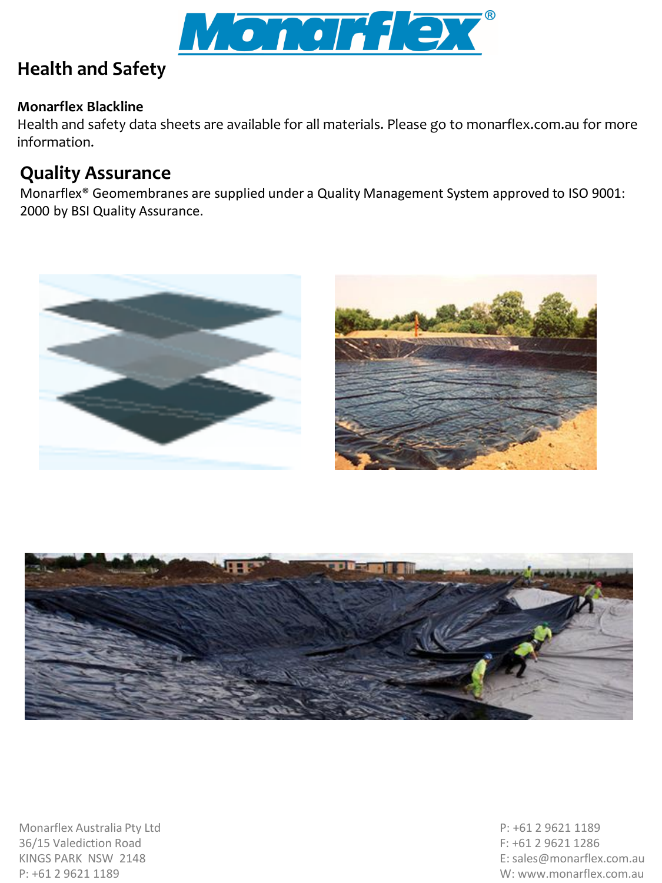## Health and Safety

**Monarflex Blackline**

Health and safety data sheets are available for all materials. Please go to monarflex.com.au for more information.

## Quality Assurance

Monarflex® Geomembranes are supplied under a Quality Management System approved to ISO 9001: 2000 by BSI Quality Assurance.

Monarflex Australia Pty Ltd
36/15 Valediction Road
KINGS PARK NSW 2148
P: +61 2 9621 1189

P: +61 2 9621 1189
F: +61 2 9621 1286
E: sales@monarflex.com.au
W: www.monarflex.com.au